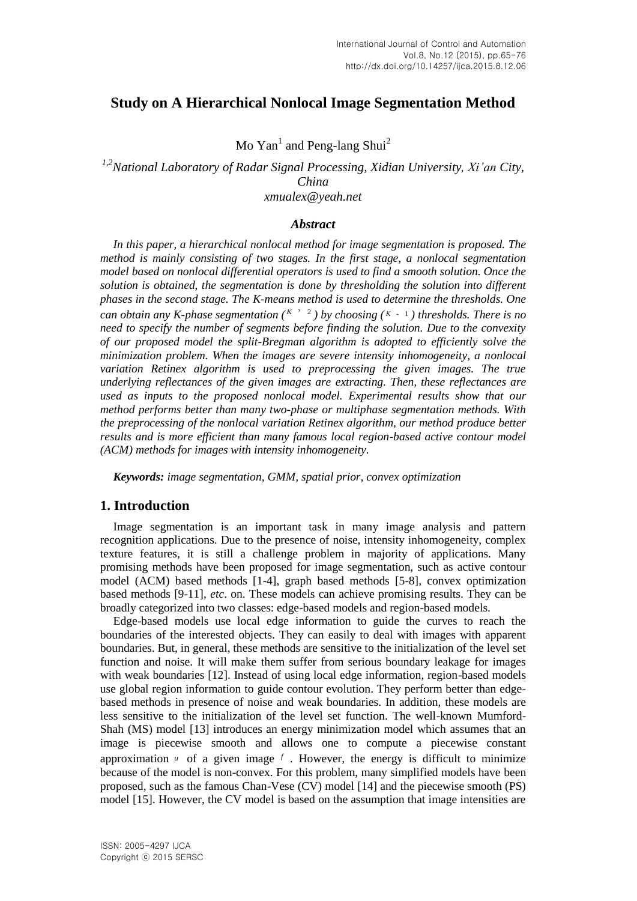# Study on A Hierarchical Nonlocal Image Segmentation Method

Mo Yan[1] and Peng-lang Shui[2]

[1,2]*National Laboratory of Radar Signal Processing, Xidian University, Xi'an City, China*
*xmualex@yeah.net*

### *Abstract*

*In this paper, a hierarchical nonlocal method for image segmentation is proposed. The method is mainly consisting of two stages. In the first stage, a nonlocal segmentation model based on nonlocal differential operators is used to find a smooth solution. Once the solution is obtained, the segmentation is done by thresholding the solution into different phases in the second stage. The K-means method is used to determine the thresholds. One can obtain any K-phase segmentation ($K \geq 2$) by choosing ($K-1$) thresholds. There is no need to specify the number of segments before finding the solution. Due to the convexity of our proposed model the split-Bregman algorithm is adopted to efficiently solve the minimization problem. When the images are severe intensity inhomogeneity, a nonlocal variation Retinex algorithm is used to preprocessing the given images. The true underlying reflectances of the given images are extracting. Then, these reflectances are used as inputs to the proposed nonlocal model. Experimental results show that our method performs better than many two-phase or multiphase segmentation methods. With the preprocessing of the nonlocal variation Retinex algorithm, our method produce better results and is more efficient than many famous local region-based active contour model (ACM) methods for images with intensity inhomogeneity.*

***Keywords:*** *image segmentation, GMM, spatial prior, convex optimization*

## 1. Introduction

Image segmentation is an important task in many image analysis and pattern recognition applications. Due to the presence of noise, intensity inhomogeneity, complex texture features, it is still a challenge problem in majority of applications. Many promising methods have been proposed for image segmentation, such as active contour model (ACM) based methods [1-4], graph based methods [5-8], convex optimization based methods [9-11], *etc*. on. These models can achieve promising results. They can be broadly categorized into two classes: edge-based models and region-based models.

Edge-based models use local edge information to guide the curves to reach the boundaries of the interested objects. They can easily to deal with images with apparent boundaries. But, in general, these methods are sensitive to the initialization of the level set function and noise. It will make them suffer from serious boundary leakage for images with weak boundaries [12]. Instead of using local edge information, region-based models use global region information to guide contour evolution. They perform better than edge-based methods in presence of noise and weak boundaries. In addition, these models are less sensitive to the initialization of the level set function. The well-known Mumford-Shah (MS) model [13] introduces an energy minimization model which assumes that an image is piecewise smooth and allows one to compute a piecewise constant approximation $u$ of a given image $f$. However, the energy is difficult to minimize because of the model is non-convex. For this problem, many simplified models have been proposed, such as the famous Chan-Vese (CV) model [14] and the piecewise smooth (PS) model [15]. However, the CV model is based on the assumption that image intensities are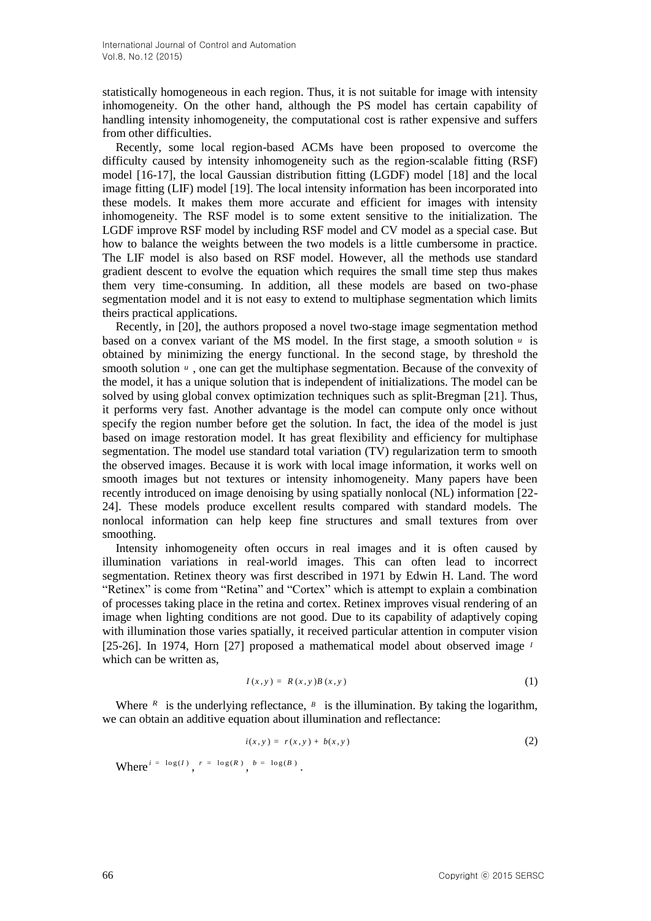statistically homogeneous in each region. Thus, it is not suitable for image with intensity inhomogeneity. On the other hand, although the PS model has certain capability of handling intensity inhomogeneity, the computational cost is rather expensive and suffers from other difficulties.

Recently, some local region-based ACMs have been proposed to overcome the difficulty caused by intensity inhomogeneity such as the region-scalable fitting (RSF) model [16-17], the local Gaussian distribution fitting (LGDF) model [18] and the local image fitting (LIF) model [19]. The local intensity information has been incorporated into these models. It makes them more accurate and efficient for images with intensity inhomogeneity. The RSF model is to some extent sensitive to the initialization. The LGDF improve RSF model by including RSF model and CV model as a special case. But how to balance the weights between the two models is a little cumbersome in practice. The LIF model is also based on RSF model. However, all the methods use standard gradient descent to evolve the equation which requires the small time step thus makes them very time-consuming. In addition, all these models are based on two-phase segmentation model and it is not easy to extend to multiphase segmentation which limits theirs practical applications.

Recently, in [20], the authors proposed a novel two-stage image segmentation method based on a convex variant of the MS model. In the first stage, a smooth solution $u$ is obtained by minimizing the energy functional. In the second stage, by threshold the smooth solution $u$ , one can get the multiphase segmentation. Because of the convexity of the model, it has a unique solution that is independent of initializations. The model can be solved by using global convex optimization techniques such as split-Bregman [21]. Thus, it performs very fast. Another advantage is the model can compute only once without specify the region number before get the solution. In fact, the idea of the model is just based on image restoration model. It has great flexibility and efficiency for multiphase segmentation. The model use standard total variation (TV) regularization term to smooth the observed images. Because it is work with local image information, it works well on smooth images but not textures or intensity inhomogeneity. Many papers have been recently introduced on image denoising by using spatially nonlocal (NL) information [22-24]. These models produce excellent results compared with standard models. The nonlocal information can help keep fine structures and small textures from over smoothing.

Intensity inhomogeneity often occurs in real images and it is often caused by illumination variations in real-world images. This can often lead to incorrect segmentation. Retinex theory was first described in 1971 by Edwin H. Land. The word "Retinex" is come from "Retina" and "Cortex" which is attempt to explain a combination of processes taking place in the retina and cortex. Retinex improves visual rendering of an image when lighting conditions are not good. Due to its capability of adaptively coping with illumination those varies spatially, it received particular attention in computer vision [25-26]. In 1974, Horn [27] proposed a mathematical model about observed image $I$ which can be written as,

$$I(x,y) = R(x,y)B(x,y) \tag{1}$$

Where $R$ is the underlying reflectance, $B$ is the illumination. By taking the logarithm, we can obtain an additive equation about illumination and reflectance:

$$i(x,y) = r(x,y) + b(x,y) \tag{2}$$

Where $i = \log(I)$, $r = \log(R)$, $b = \log(B)$.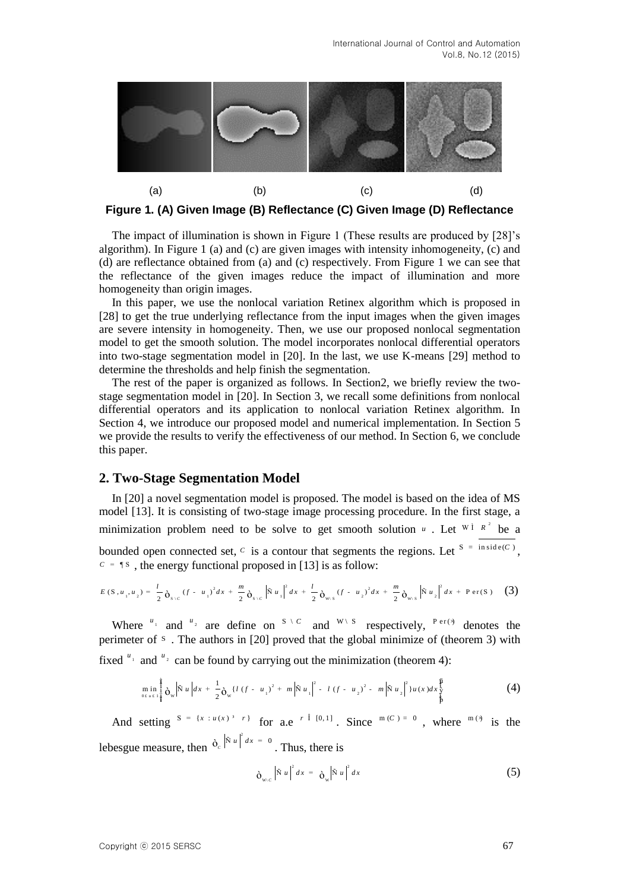(a) (b) (c) (d)

**Figure 1. (A) Given Image (B) Reflectance (C) Given Image (D) Reflectance**

The impact of illumination is shown in Figure 1 (These results are produced by [28]'s algorithm). In Figure 1 (a) and (c) are given images with intensity inhomogeneity, (c) and (d) are reflectance obtained from (a) and (c) respectively. From Figure 1 we can see that the reflectance of the given images reduce the impact of illumination and more homogeneity than origin images.

In this paper, we use the nonlocal variation Retinex algorithm which is proposed in [28] to get the true underlying reflectance from the input images when the given images are severe intensity in homogeneity. Then, we use our proposed nonlocal segmentation model to get the smooth solution. The model incorporates nonlocal differential operators into two-stage segmentation model in [20]. In the last, we use K-means [29] method to determine the thresholds and help finish the segmentation.

The rest of the paper is organized as follows. In Section2, we briefly review the two-stage segmentation model in [20]. In Section 3, we recall some definitions from nonlocal differential operators and its application to nonlocal variation Retinex algorithm. In Section 4, we introduce our proposed model and numerical implementation. In Section 5 we provide the results to verify the effectiveness of our method. In Section 6, we conclude this paper.

## 2. Two-Stage Segmentation Model

In [20] a novel segmentation model is proposed. The model is based on the idea of MS model [13]. It is consisting of two-stage image processing procedure. In the first stage, a minimization problem need to be solve to get smooth solution $u$. Let $\Omega \subset R^2$ be a bounded open connected set, $C$ is a contour that segments the regions. Let $\Sigma = \overline{\text{inside}(C)}$, $C = \partial \Sigma$, the energy functional proposed in [13] is as follow:

$$E(\Sigma, u_1, u_2) = \frac{\lambda}{2}\int_{\Sigma \setminus C}(f-u_1)^2 dx + \frac{\mu}{2}\int_{\Sigma \setminus C}\left|\nabla u_1\right|^2 dx + \frac{\lambda}{2}\int_{\Omega \setminus \Sigma}(f-u_2)^2 dx + \frac{\mu}{2}\int_{\Omega \setminus \Sigma}\left|\nabla u_2\right|^2 dx + \text{Per}(\Sigma) \quad (3)$$

Where $u_1$ and $u_2$ are define on $\Sigma \setminus C$ and $\Omega \setminus \Sigma$ respectively, $\text{Per}(\cdot)$ denotes the perimeter of $\Sigma$. The authors in [20] proved that the global minimize of (theorem 3) with fixed $u_1$ and $u_2$ can be found by carrying out the minimization (theorem 4):

$$\min_{0 \le u \le 1}\left\{\int_{\Omega}\left|\nabla u\right| dx + \frac{1}{2}\int_{\Omega}\{\lambda(f-u_1)^2 + \mu\left|\nabla u_1\right|^2 - \lambda(f-u_2)^2 - \mu\left|\nabla u_2\right|^2\}u(x)dx\right\} \quad (4)$$

And setting $\Sigma = \{x : u(x) \ge \rho\}$ for a.e $\rho \in [0,1]$. Since $m(C) = 0$, where $m(\cdot)$ is the lebesgue measure, then $\int_C \left|\nabla u\right|^2 dx = 0$. Thus, there is

$$\int_{\Omega \setminus C}\left|\nabla u\right|^2 dx = \int_{\Omega}\left|\nabla u\right|^2 dx \quad (5)$$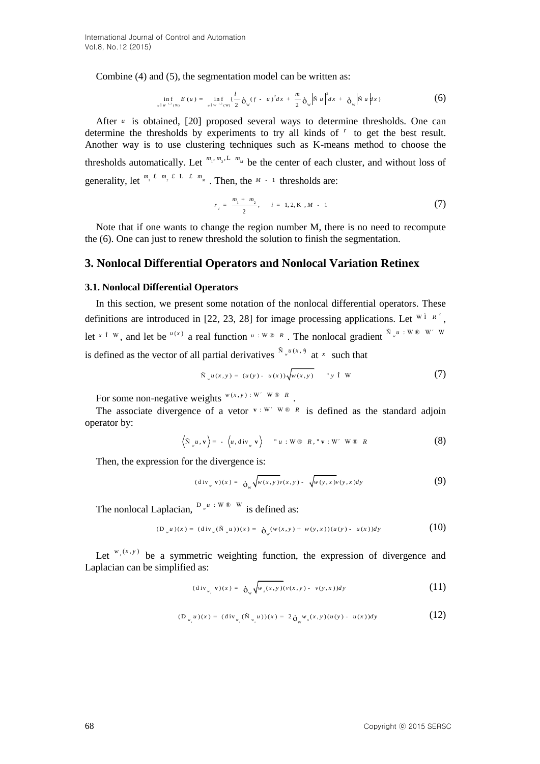Combine (4) and (5), the segmentation model can be written as:

$$\inf_{u \in W^{1,2}(\Omega)} E(u) = \inf_{u \in W^{1,2}(\Omega)} \{ \frac{\lambda}{2} \int_\Omega (f - u)^2 dx + \frac{\mu}{2} \int_\Omega |\nabla u|^2 dx + \int_\Omega |\nabla u| dx \} \tag{6}$$

After $u$ is obtained, [20] proposed several ways to determine thresholds. One can determine the thresholds by experiments to try all kinds of $\rho$ to get the best result. Another way is to use clustering techniques such as K-means method to choose the thresholds automatically. Let $m_1, m_2, \cdots m_M$ be the center of each cluster, and without loss of generality, let $m_1 \le m_2 \le \cdots \le m_M$. Then, the $M - 1$ thresholds are:

$$\rho_i = \frac{m_1 + m_2}{2}, \quad i = 1, 2, \cdots, M - 1 \tag{7}$$

Note that if one wants to change the region number M, there is no need to recompute the (6). One can just to renew threshold the solution to finish the segmentation.

## 3. Nonlocal Differential Operators and Nonlocal Variation Retinex

### 3.1. Nonlocal Differential Operators

In this section, we present some notation of the nonlocal differential operators. These definitions are introduced in [22, 23, 28] for image processing applications. Let $\Omega \subset R^2$, let $x \in \Omega$, and let be $u(x)$ a real function $u : \Omega \to R$. The nonlocal gradient $\nabla_w u : \Omega \to \Omega \times \Omega$ is defined as the vector of all partial derivatives $\nabla_w u(x, \cdot)$ at $x$ such that

$$\nabla_w u(x, y) = (u(y) - u(x))\sqrt{w(x, y)} \quad \forall y \in \Omega \tag{7}$$

For some non-negative weights $w(x, y) : \Omega \times \Omega \to R$.

The associate divergence of a vetor $\mathbf{v} : \Omega \times \Omega \to R$ is defined as the standard adjoin operator by:

$$\langle \nabla_w u, \mathbf{v} \rangle = -\langle u, \mathrm{div}_w \mathbf{v} \rangle \quad \forall u : \Omega \to R, \forall \mathbf{v} : \Omega \times \Omega \to R \tag{8}$$

Then, the expression for the divergence is:

$$(\mathrm{div}_w \mathbf{v})(x) = \int_\Omega \sqrt{w(x, y)}v(x, y) - \sqrt{w(y, x)}v(y, x)dy \tag{9}$$

The nonlocal Laplacian, $\Delta_w u : \Omega \to \Omega$ is defined as:

$$(\Delta_w u)(x) = (\mathrm{div}_w(\nabla_w u))(x) = \int_\Omega (w(x, y) + w(y, x))(u(y) - u(x))dy \tag{10}$$

Let $w_s(x, y)$ be a symmetric weighting function, the expression of divergence and Laplacian can be simplified as:

$$(\mathrm{div}_{w_s} \mathbf{v})(x) = \int_\Omega \sqrt{w_s(x, y)}(v(x, y) - v(y, x))dy \tag{11}$$

$$(\Delta_{w_s} u)(x) = (\mathrm{div}_{w_s}(\nabla_{w_s} u))(x) = 2\int_\Omega w_s(x, y)(u(y) - u(x))dy \tag{12}$$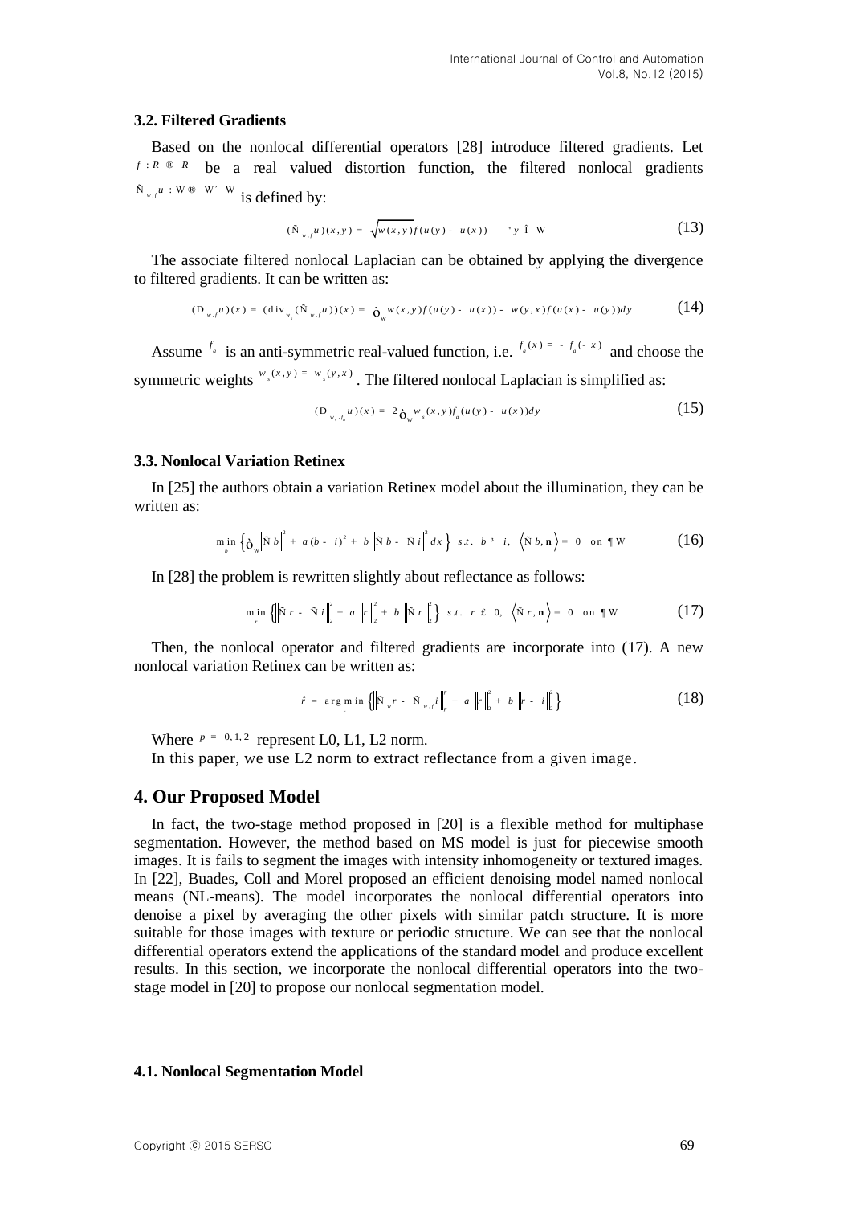### 3.2. Filtered Gradients

Based on the nonlocal differential operators [28] introduce filtered gradients. Let $f: R \to R$ be a real valued distortion function, the filtered nonlocal gradients $\nabla_{w,f} u : \Omega \to \Omega \times \Omega$ is defined by:

$$(\nabla_{w,f} u)(x,y) = \sqrt{w(x,y)} f(u(y) - u(x)) \quad \forall y \in \Omega \tag{13}$$

The associate filtered nonlocal Laplacian can be obtained by applying the divergence to filtered gradients. It can be written as:

$$(\Delta_{w,f} u)(x) = (\mathrm{div}_{w_s}(\nabla_{w,f} u))(x) = \int_{\Omega} w(x,y) f(u(y) - u(x)) - w(y,x) f(u(x) - u(y)) dy \tag{14}$$

Assume $f_a$ is an anti-symmetric real-valued function, i.e. $f_a(x) = -f_a(-x)$ and choose the symmetric weights $w_s(x,y) = w_s(y,x)$. The filtered nonlocal Laplacian is simplified as:

$$(\Delta_{w_s, f_a} u)(x) = 2 \int_{\Omega} w_s(x,y) f_a(u(y) - u(x)) dy \tag{15}$$

### 3.3. Nonlocal Variation Retinex

In [25] the authors obtain a variation Retinex model about the illumination, they can be written as:

$$\min_b \left\{ \int_{\Omega} \left| \nabla b \right|^2 + a(b - i)^2 + b \left| \nabla b - \nabla i \right|^2 dx \right\} \ \ s.t.\ \ b \geq i,\ \left\langle \nabla b, \mathbf{n} \right\rangle = 0 \ \text{ on } \partial\Omega \tag{16}$$

In [28] the problem is rewritten slightly about reflectance as follows:

$$\min_r \left\{ \left\| \nabla r - \nabla i \right\|_2^2 + a \left\| r \right\|_2^2 + b \left\| \nabla r \right\|_2^2 \right\} \ \ s.t.\ \ r \leq 0,\ \left\langle \nabla r, \mathbf{n} \right\rangle = 0 \ \text{ on } \partial\Omega \tag{17}$$

Then, the nonlocal operator and filtered gradients are incorporate into (17). A new nonlocal variation Retinex can be written as:

$$\hat{r} = \arg\min_r \left\{ \left\| \nabla_w r - \nabla_{w,f} i \right\|_p^p + a \left\| r \right\|_2^2 + b \left\| r - i \right\|_2^2 \right\} \tag{18}$$

Where $p = 0, 1, 2$ represent L0, L1, L2 norm.

In this paper, we use L2 norm to extract reflectance from a given image.

## 4. Our Proposed Model

In fact, the two-stage method proposed in [20] is a flexible method for multiphase segmentation. However, the method based on MS model is just for piecewise smooth images. It is fails to segment the images with intensity inhomogeneity or textured images. In [22], Buades, Coll and Morel proposed an efficient denoising model named nonlocal means (NL-means). The model incorporates the nonlocal differential operators into denoise a pixel by averaging the other pixels with similar patch structure. It is more suitable for those images with texture or periodic structure. We can see that the nonlocal differential operators extend the applications of the standard model and produce excellent results. In this section, we incorporate the nonlocal differential operators into the two-stage model in [20] to propose our nonlocal segmentation model.

### 4.1. Nonlocal Segmentation Model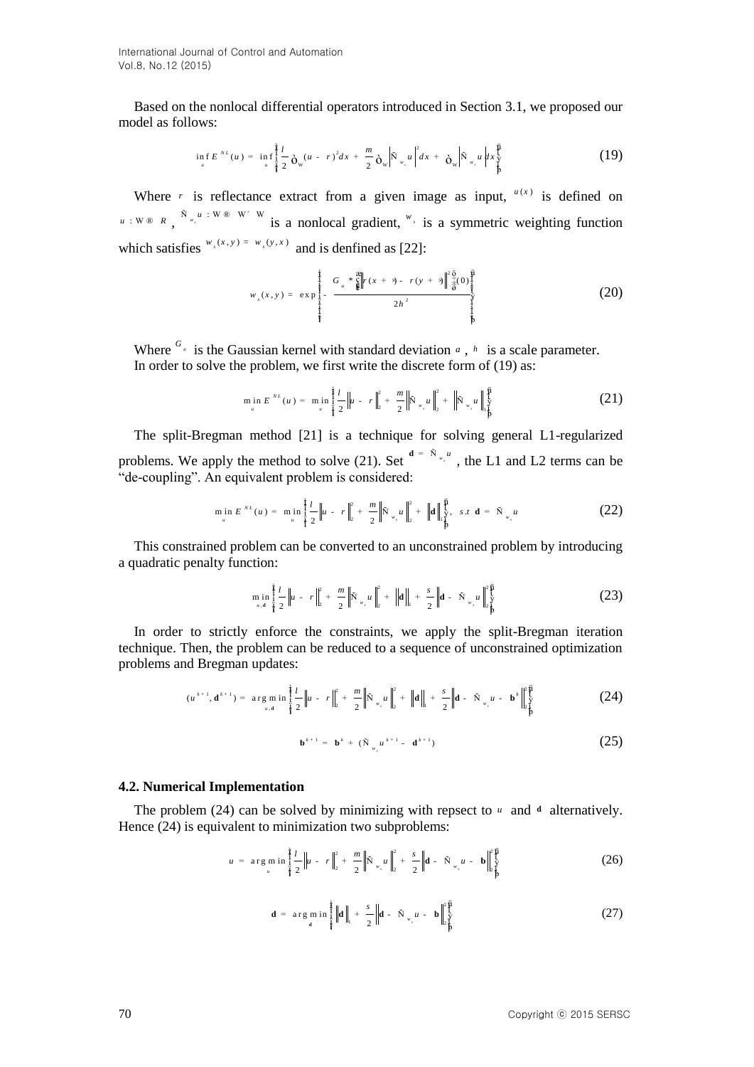Based on the nonlocal differential operators introduced in Section 3.1, we proposed our model as follows:

$$\inf_u E^{NL}(u) = \inf_u \left\{ \frac{\lambda}{2} \int_\Omega (u - r)^2 dx + \frac{\mu}{2} \int_\Omega \left| \nabla_{w_s} u \right|^2 dx + \int_\Omega \left| \nabla_{w_s} u \right| dx \right\} \tag{19}$$

Where $r$ is reflectance extract from a given image as input, $u(x)$ is defined on $u : \Omega \to R$, $\nabla_{w_s} u : \Omega \to \Omega \times \Omega$ is a nonlocal gradient, $w_s$ is a symmetric weighting function which satisfies $w_s(x, y) = w_s(y, x)$ and is denfined as [22]:

$$w_s(x, y) = \exp\left\{ - \frac{G_a * \left( \left\| r(x + \cdot) - r(y + \cdot) \right\|^2 \right)(0)}{2h^2} \right\} \tag{20}$$

Where $G_a$ is the Gaussian kernel with standard deviation $a$, $h$ is a scale parameter.

In order to solve the problem, we first write the discrete form of (19) as:

$$\min_u E^{NL}(u) = \min_u \left\{ \frac{\lambda}{2} \left\| u - r \right\|_2^2 + \frac{\mu}{2} \left\| \nabla_{w_s} u \right\|_2^2 + \left\| \nabla_{w_s} u \right\|_1 \right\} \tag{21}$$

The split-Bregman method [21] is a technique for solving general L1-regularized problems. We apply the method to solve (21). Set $\mathbf{d} = \nabla_{w_s} u$, the L1 and L2 terms can be "de-coupling". An equivalent problem is considered:

$$\min_u E^{NL}(u) = \min_u \left\{ \frac{\lambda}{2} \left\| u - r \right\|_2^2 + \frac{\mu}{2} \left\| \nabla_{w_s} u \right\|_2^2 + \left\| \mathbf{d} \right\|_1 \right\}, \quad s.t \ \mathbf{d} = \nabla_{w_s} u \tag{22}$$

This constrained problem can be converted to an unconstrained problem by introducing a quadratic penalty function:

$$\min_{u, \mathbf{d}} \left\{ \frac{\lambda}{2} \left\| u - r \right\|_2^2 + \frac{\mu}{2} \left\| \nabla_{w_s} u \right\|_2^2 + \left\| \mathbf{d} \right\|_1 + \frac{s}{2} \left\| \mathbf{d} - \nabla_{w_s} u \right\|_2^2 \right\} \tag{23}$$

In order to strictly enforce the constraints, we apply the split-Bregman iteration technique. Then, the problem can be reduced to a sequence of unconstrained optimization problems and Bregman updates:

$$(u^{k+1}, \mathbf{d}^{k+1}) = \arg\min_{u, \mathbf{d}} \left\{ \frac{\lambda}{2} \left\| u - r \right\|_2^2 + \frac{\mu}{2} \left\| \nabla_{w_s} u \right\|_2^2 + \left\| \mathbf{d} \right\|_1 + \frac{s}{2} \left\| \mathbf{d} - \nabla_{w_s} u - \mathbf{b}^k \right\|_2^2 \right\} \tag{24}$$

$$\mathbf{b}^{k+1} = \mathbf{b}^k + (\nabla_{w_s} u^{k+1} - \mathbf{d}^{k+1}) \tag{25}$$

### 4.2. Numerical Implementation

The problem (24) can be solved by minimizing with repsect to $u$ and $\mathbf{d}$ alternatively. Hence (24) is equivalent to minimization two subproblems:

$$u = \arg\min_u \left\{ \frac{\lambda}{2} \left\| u - r \right\|_2^2 + \frac{\mu}{2} \left\| \nabla_{w_s} u \right\|_2^2 + \frac{s}{2} \left\| \mathbf{d} - \nabla_{w_s} u - \mathbf{b} \right\|_2^2 \right\} \tag{26}$$

$$\mathbf{d} = \arg\min_{\mathbf{d}} \left\{ \left\| \mathbf{d} \right\|_1 + \frac{s}{2} \left\| \mathbf{d} - \nabla_{w_s} u - \mathbf{b} \right\|_2^2 \right\} \tag{27}$$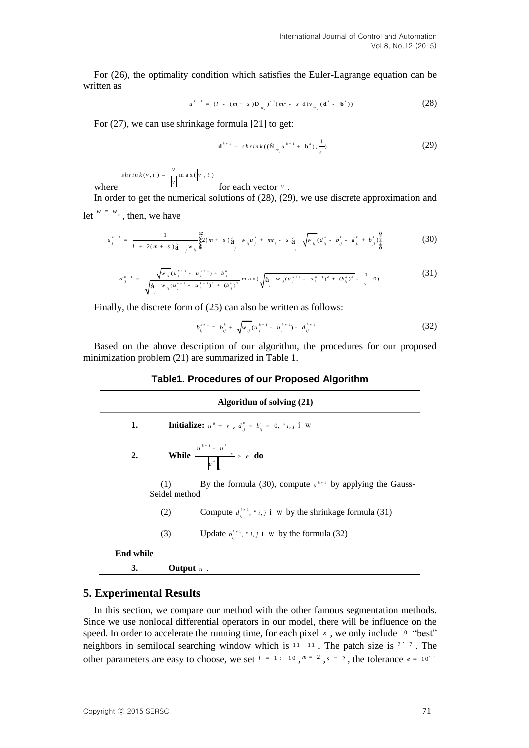For (26), the optimality condition which satisfies the Euler-Lagrange equation can be written as

$$u^{k+1} = (\lambda - (\mu + s)\Delta_{w_s})^{-1}(\mu r - s\,\mathrm{div}_{w_s}(\mathbf{d}^k - \mathbf{b}^k)) \tag{28}$$

For (27), we can use shrinkage formula [21] to get:

$$\mathbf{d}^{k+1} = shrink((\nabla_{w_s} u^{k+1} + \mathbf{b}^k), \frac{1}{s}) \tag{29}$$

where $shrink(v,t) = \frac{v}{|v|}\max(|v|, t)$ for each vector $v$.

In order to get the numerical solutions of (28), (29), we use discrete approximation and let $w = w_s$, then, we have

$$u_i^{k+1} = \frac{1}{\lambda + 2(\mu + s)\sum_j w_{ij}} \left( 2(\mu + s)\sum_j w_{ij} u_j^k + \mu r_i - s\sum_j \sqrt{w_{ij}}(d_{ij}^k - b_{ij}^k - d_{ji}^k + b_{ji}^k) \right) \tag{30}$$

$$d_{ij}^{k+1} = \frac{\sqrt{w_{ij}}(u_j^{k+1} - u_i^{k+1}) + b_{ij}^k}{\sqrt{\sum_j w_{ij}(u_j^{k+1} - u_i^{k+1})^2 + (b_{ij}^k)^2}} \max\left(\sqrt{\sum_j w_{ij}(u_j^{k+1} - u_i^{k+1})^2 + (b_{ij}^k)^2} - \frac{1}{s}, 0\right) \tag{31}$$

Finally, the discrete form of (25) can also be written as follows:

$$b_{ij}^{k+1} = b_{ij}^k + \sqrt{w_{ij}}(u_j^{k+1} - u_i^{k+1}) - d_{ij}^{k+1} \tag{32}$$

Based on the above description of our algorithm, the procedures for our proposed minimization problem (21) are summarized in Table 1.

**Table1. Procedures of our Proposed Algorithm**

| **Algorithm of solving (21)** |
|---|
| **1. Initialize:** $u^0 = r$, $d_{ij}^0 = b_{ij}^0 = 0,\ \forall i,j \in \Omega$ |
| **2. While** $\frac{\|u^{k+1} - u^k\|_F}{\|u^k\|_F} > \varepsilon$ **do** |
| (1) By the formula (30), compute $u^{k+1}$ by applying the Gauss-Seidel method |
| (2) Compute $d_{ij}^{k+1},\ \forall i,j \in \Omega$ by the shrinkage formula (31) |
| (3) Update $b_{ij}^{k+1},\ \forall i,j \in \Omega$ by the formula (32) |
| **End while** |
| **3. Output** $u$. |

## 5. Experimental Results

In this section, we compare our method with the other famous segmentation methods. Since we use nonlocal differential operators in our model, there will be influence on the speed. In order to accelerate the running time, for each pixel $x$, we only include $10$ "best" neighbors in semilocal searching window which is $11 \times 11$. The patch size is $7 \times 7$. The other parameters are easy to choose, we set $\lambda = 1:10$, $\mu = 2$, $s = 2$, the tolerance $\varepsilon = 10^{-3}$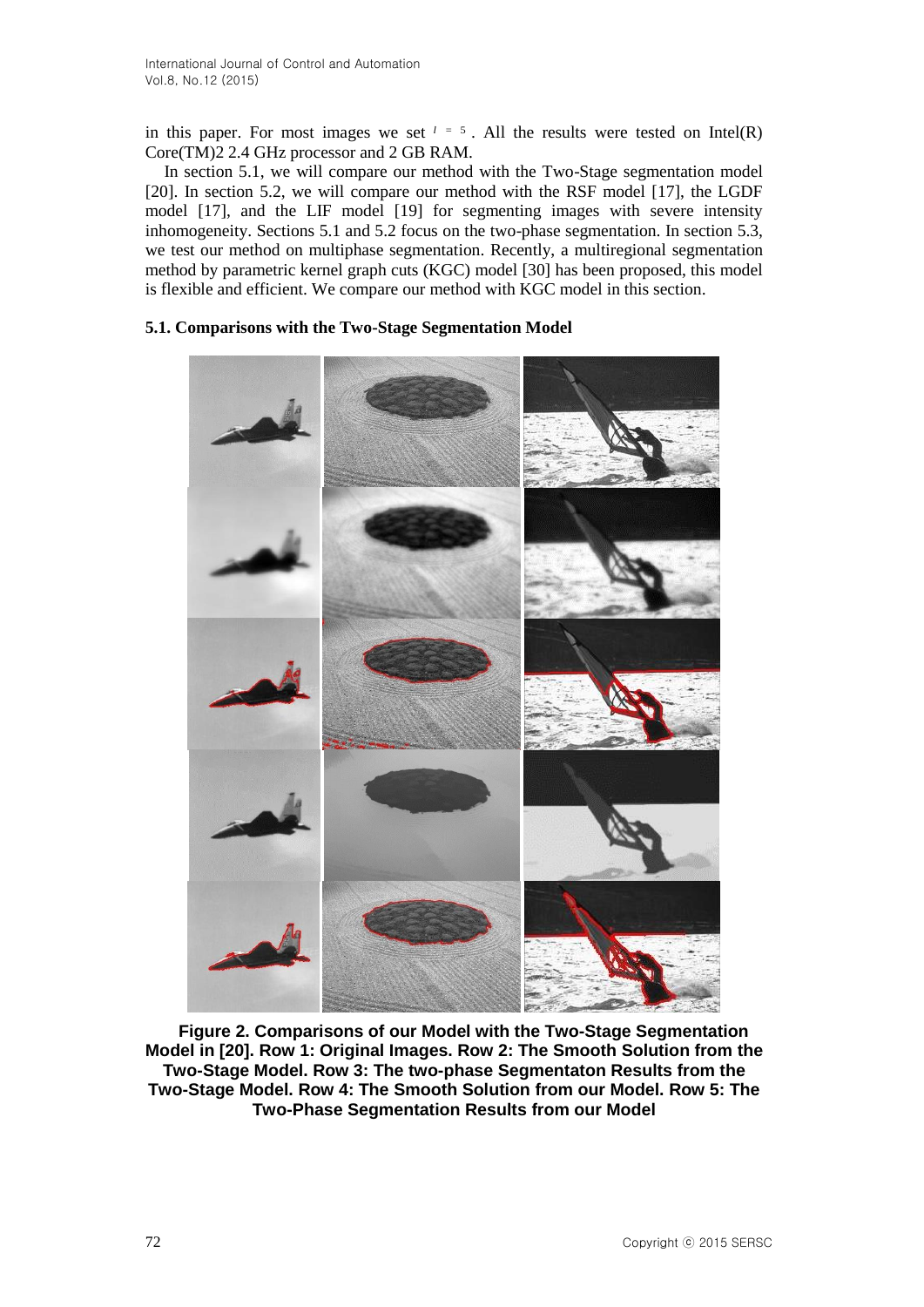in this paper. For most images we set $l = 5$. All the results were tested on Intel(R) Core(TM)2 2.4 GHz processor and 2 GB RAM.

In section 5.1, we will compare our method with the Two-Stage segmentation model [20]. In section 5.2, we will compare our method with the RSF model [17], the LGDF model [17], and the LIF model [19] for segmenting images with severe intensity inhomogeneity. Sections 5.1 and 5.2 focus on the two-phase segmentation. In section 5.3, we test our method on multiphase segmentation. Recently, a multiregional segmentation method by parametric kernel graph cuts (KGC) model [30] has been proposed, this model is flexible and efficient. We compare our method with KGC model in this section.

### 5.1. Comparisons with the Two-Stage Segmentation Model

**Figure 2. Comparisons of our Model with the Two-Stage Segmentation Model in [20]. Row 1: Original Images. Row 2: The Smooth Solution from the Two-Stage Model. Row 3: The two-phase Segmentaton Results from the Two-Stage Model. Row 4: The Smooth Solution from our Model. Row 5: The Two-Phase Segmentation Results from our Model**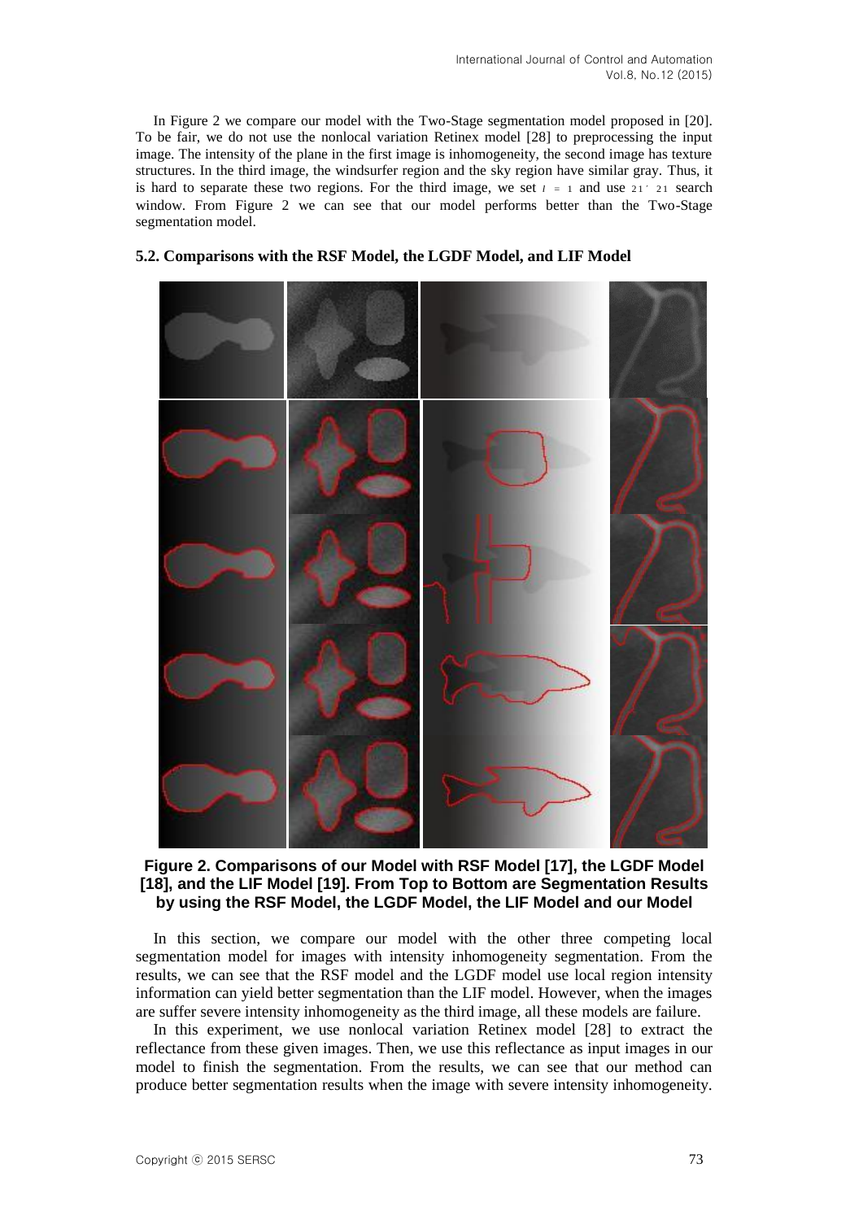In Figure 2 we compare our model with the Two-Stage segmentation model proposed in [20]. To be fair, we do not use the nonlocal variation Retinex model [28] to preprocessing the input image. The intensity of the plane in the first image is inhomogeneity, the second image has texture structures. In the third image, the windsurfer region and the sky region have similar gray. Thus, it is hard to separate these two regions. For the third image, we set $l = 1$ and use $21 \times 21$ search window. From Figure 2 we can see that our model performs better than the Two-Stage segmentation model.

### 5.2. Comparisons with the RSF Model, the LGDF Model, and LIF Model

**Figure 2. Comparisons of our Model with RSF Model [17], the LGDF Model [18], and the LIF Model [19]. From Top to Bottom are Segmentation Results by using the RSF Model, the LGDF Model, the LIF Model and our Model**

In this section, we compare our model with the other three competing local segmentation model for images with intensity inhomogeneity segmentation. From the results, we can see that the RSF model and the LGDF model use local region intensity information can yield better segmentation than the LIF model. However, when the images are suffer severe intensity inhomogeneity as the third image, all these models are failure.

In this experiment, we use nonlocal variation Retinex model [28] to extract the reflectance from these given images. Then, we use this reflectance as input images in our model to finish the segmentation. From the results, we can see that our method can produce better segmentation results when the image with severe intensity inhomogeneity.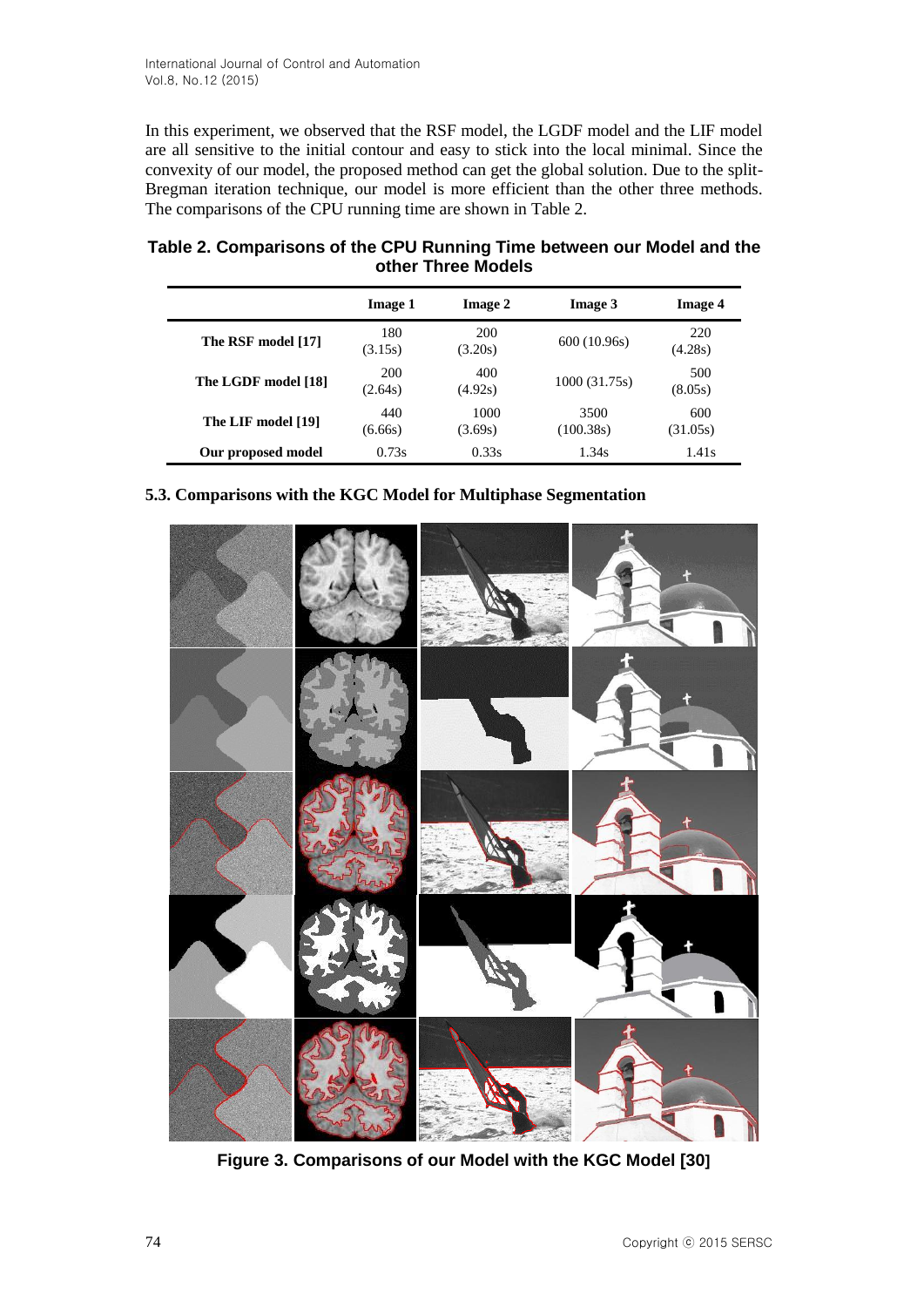In this experiment, we observed that the RSF model, the LGDF model and the LIF model are all sensitive to the initial contour and easy to stick into the local minimal. Since the convexity of our model, the proposed method can get the global solution. Due to the split-Bregman iteration technique, our model is more efficient than the other three methods. The comparisons of the CPU running time are shown in Table 2.

**Table 2. Comparisons of the CPU Running Time between our Model and the other Three Models**

| | Image 1 | Image 2 | Image 3 | Image 4 |
|---|---|---|---|---|
| **The RSF model [17]** | 180 (3.15s) | 200 (3.20s) | 600 (10.96s) | 220 (4.28s) |
| **The LGDF model [18]** | 200 (2.64s) | 400 (4.92s) | 1000 (31.75s) | 500 (8.05s) |
| **The LIF model [19]** | 440 (6.66s) | 1000 (3.69s) | 3500 (100.38s) | 600 (31.05s) |
| **Our proposed model** | 0.73s | 0.33s | 1.34s | 1.41s |

### 5.3. Comparisons with the KGC Model for Multiphase Segmentation

**Figure 3. Comparisons of our Model with the KGC Model [30]**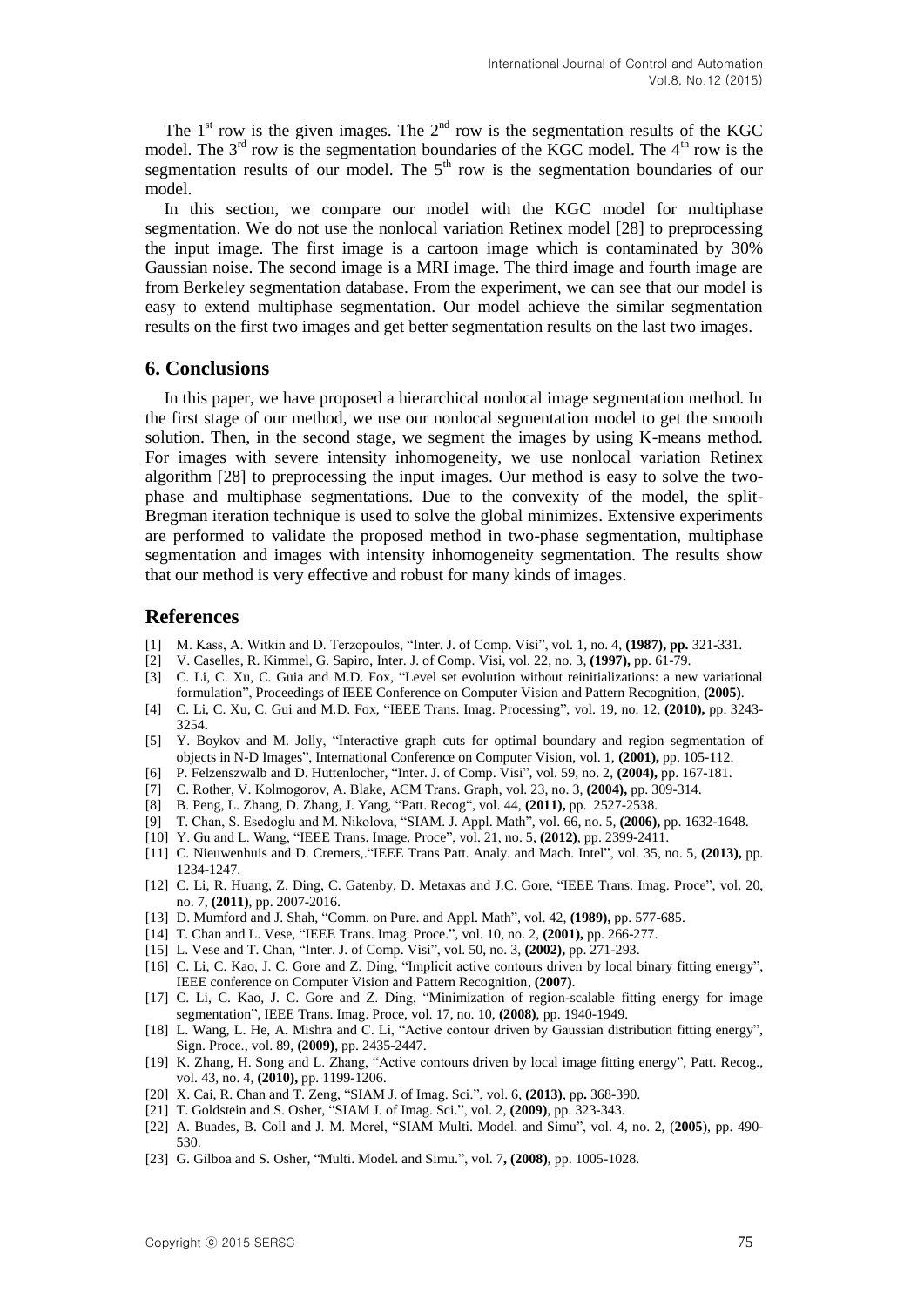The 1st row is the given images. The 2nd row is the segmentation results of the KGC model. The 3rd row is the segmentation boundaries of the KGC model. The 4th row is the segmentation results of our model. The 5th row is the segmentation boundaries of our model.

In this section, we compare our model with the KGC model for multiphase segmentation. We do not use the nonlocal variation Retinex model [28] to preprocessing the input image. The first image is a cartoon image which is contaminated by 30% Gaussian noise. The second image is a MRI image. The third image and fourth image are from Berkeley segmentation database. From the experiment, we can see that our model is easy to extend multiphase segmentation. Our model achieve the similar segmentation results on the first two images and get better segmentation results on the last two images.

## 6. Conclusions

In this paper, we have proposed a hierarchical nonlocal image segmentation method. In the first stage of our method, we use our nonlocal segmentation model to get the smooth solution. Then, in the second stage, we segment the images by using K-means method. For images with severe intensity inhomogeneity, we use nonlocal variation Retinex algorithm [28] to preprocessing the input images. Our method is easy to solve the two-phase and multiphase segmentations. Due to the convexity of the model, the split-Bregman iteration technique is used to solve the global minimizes. Extensive experiments are performed to validate the proposed method in two-phase segmentation, multiphase segmentation and images with intensity inhomogeneity segmentation. The results show that our method is very effective and robust for many kinds of images.

## References

[1] M. Kass, A. Witkin and D. Terzopoulos, "Inter. J. of Comp. Visi", vol. 1, no. 4, **(1987), pp.** 321-331.

[2] V. Caselles, R. Kimmel, G. Sapiro, Inter. J. of Comp. Visi, vol. 22, no. 3, **(1997),** pp. 61-79.

[3] C. Li, C. Xu, C. Guia and M.D. Fox, "Level set evolution without reinitializations: a new variational formulation", Proceedings of IEEE Conference on Computer Vision and Pattern Recognition, **(2005)**.

[4] C. Li, C. Xu, C. Gui and M.D. Fox, "IEEE Trans. Imag. Processing", vol. 19, no. 12, **(2010),** pp. 3243-3254**.**

[5] Y. Boykov and M. Jolly, "Interactive graph cuts for optimal boundary and region segmentation of objects in N-D Images", International Conference on Computer Vision, vol. 1, **(2001),** pp. 105-112.

[6] P. Felzenszwalb and D. Huttenlocher, "Inter. J. of Comp. Visi", vol. 59, no. 2, **(2004),** pp. 167-181.

[7] C. Rother, V. Kolmogorov, A. Blake, ACM Trans. Graph, vol. 23, no. 3, **(2004),** pp. 309-314.

[8] B. Peng, L. Zhang, D. Zhang, J. Yang, "Patt. Recog", vol. 44, **(2011),** pp. 2527-2538.

[9] T. Chan, S. Esedoglu and M. Nikolova, "SIAM. J. Appl. Math", vol. 66, no. 5, **(2006),** pp. 1632-1648.

[10] Y. Gu and L. Wang, "IEEE Trans. Image. Proce", vol. 21, no. 5, **(2012)**, pp. 2399-2411.

[11] C. Nieuwenhuis and D. Cremers,."IEEE Trans Patt. Analy. and Mach. Intel", vol. 35, no. 5, **(2013),** pp. 1234-1247.

[12] C. Li, R. Huang, Z. Ding, C. Gatenby, D. Metaxas and J.C. Gore, "IEEE Trans. Imag. Proce", vol. 20, no. 7, **(2011)**, pp. 2007-2016.

[13] D. Mumford and J. Shah, "Comm. on Pure. and Appl. Math", vol. 42, **(1989),** pp. 577-685.

[14] T. Chan and L. Vese, "IEEE Trans. Imag. Proce.", vol. 10, no. 2, **(2001),** pp. 266-277.

[15] L. Vese and T. Chan, "Inter. J. of Comp. Visi", vol. 50, no. 3, **(2002),** pp. 271-293.

[16] C. Li, C. Kao, J. C. Gore and Z. Ding, "Implicit active contours driven by local binary fitting energy", IEEE conference on Computer Vision and Pattern Recognition, **(2007)**.

[17] C. Li, C. Kao, J. C. Gore and Z. Ding, "Minimization of region-scalable fitting energy for image segmentation", IEEE Trans. Imag. Proce, vol. 17, no. 10, **(2008)**, pp. 1940-1949.

[18] L. Wang, L. He, A. Mishra and C. Li, "Active contour driven by Gaussian distribution fitting energy", Sign. Proce., vol. 89, **(2009)**, pp. 2435-2447.

[19] K. Zhang, H. Song and L. Zhang, "Active contours driven by local image fitting energy", Patt. Recog., vol. 43, no. 4, **(2010),** pp. 1199-1206.

[20] X. Cai, R. Chan and T. Zeng, "SIAM J. of Imag. Sci.", vol. 6, **(2013)**, pp**.** 368-390.

[21] T. Goldstein and S. Osher, "SIAM J. of Imag. Sci.", vol. 2, **(2009)**, pp. 323-343.

[22] A. Buades, B. Coll and J. M. Morel, "SIAM Multi. Model. and Simu", vol. 4, no. 2, (**2005**), pp. 490-530.

[23] G. Gilboa and S. Osher, "Multi. Model. and Simu.", vol. 7**, (2008)**, pp. 1005-1028.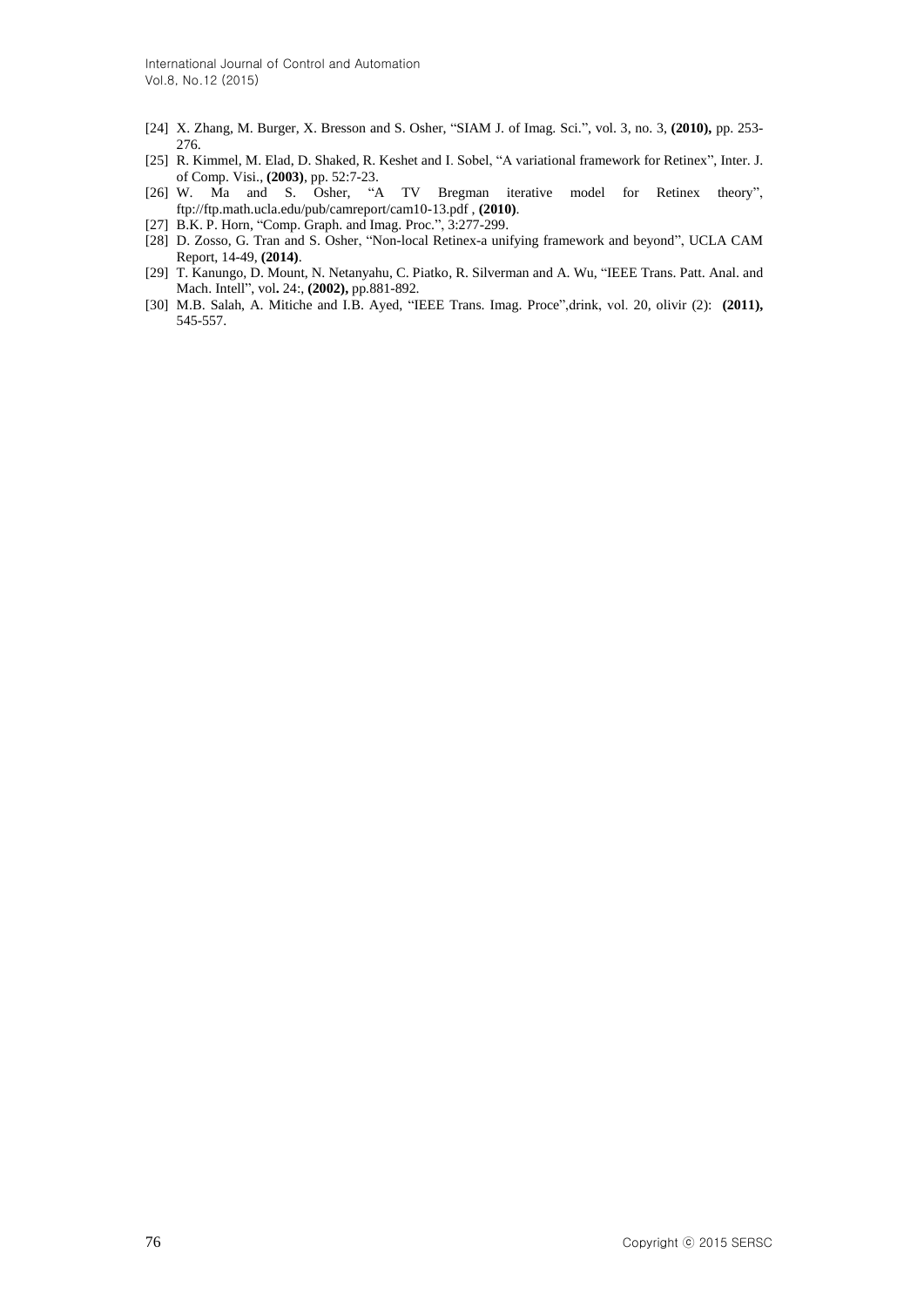[24] X. Zhang, M. Burger, X. Bresson and S. Osher, "SIAM J. of Imag. Sci.", vol. 3, no. 3, **(2010),** pp. 253-276.

[25] R. Kimmel, M. Elad, D. Shaked, R. Keshet and I. Sobel, "A variational framework for Retinex", Inter. J. of Comp. Visi., **(2003)**, pp. 52:7-23.

[26] W. Ma and S. Osher, "A TV Bregman iterative model for Retinex theory", ftp://ftp.math.ucla.edu/pub/camreport/cam10-13.pdf , **(2010)**.

[27] B.K. P. Horn, "Comp. Graph. and Imag. Proc.", 3:277-299.

[28] D. Zosso, G. Tran and S. Osher, "Non-local Retinex-a unifying framework and beyond", UCLA CAM Report, 14-49, **(2014)**.

[29] T. Kanungo, D. Mount, N. Netanyahu, C. Piatko, R. Silverman and A. Wu, "IEEE Trans. Patt. Anal. and Mach. Intell", vol**.** 24:, **(2002),** pp.881-892.

[30] M.B. Salah, A. Mitiche and I.B. Ayed, "IEEE Trans. Imag. Proce",drink, vol. 20, olivir (2): **(2011),** 545-557.